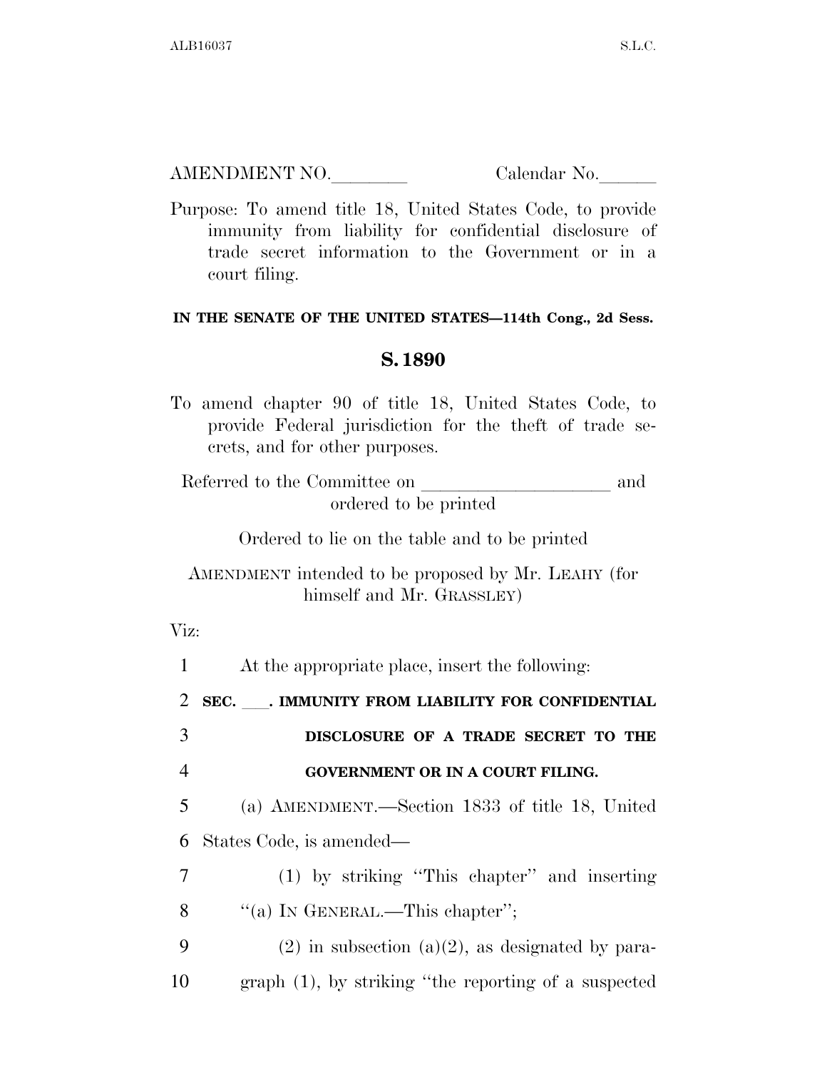AMENDMENT NO.\_\_\_\_\_\_\_\_ Calendar No.\_\_\_\_\_\_

Purpose: To amend title 18, United States Code, to provide immunity from liability for confidential disclosure of trade secret information to the Government or in a court filing.

**IN THE SENATE OF THE UNITED STATES—114th Cong., 2d Sess.**

## S. 1890

To amend chapter 90 of title 18, United States Code, to provide Federal jurisdiction for the theft of trade secrets, and for other purposes.

Referred to the Committee on \_\_\_\_\_\_\_\_\_\_\_\_\_\_\_\_\_\_\_\_ and ordered to be printed

Ordered to lie on the table and to be printed

AMENDMENT intended to be proposed by Mr. LEAHY (for himself and Mr. GRASSLEY)

Viz:

1 At the appropriate place, insert the following:

2 **SEC. \_\_\_. IMMUNITY FROM LIABILITY FOR CONFIDENTIAL**
3 **DISCLOSURE OF A TRADE SECRET TO THE**
4 **GOVERNMENT OR IN A COURT FILING.**

5 (a) AMENDMENT.—Section 1833 of title 18, United
6 States Code, is amended—

7 (1) by striking "This chapter" and inserting
8 "(a) IN GENERAL.—This chapter";

9 (2) in subsection (a)(2), as designated by para-
10 graph (1), by striking "the reporting of a suspected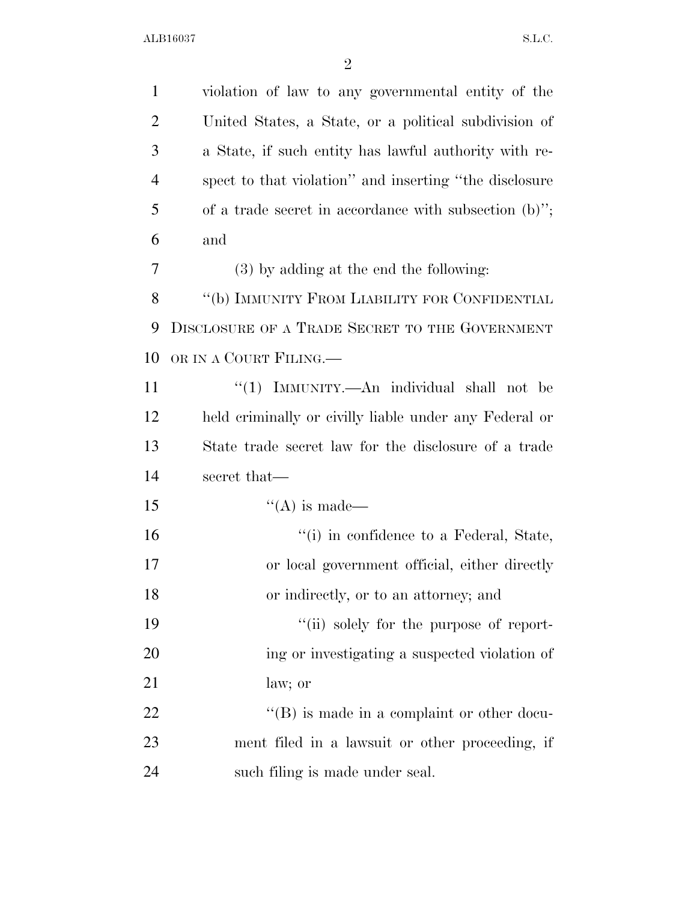violation of law to any governmental entity of the United States, a State, or a political subdivision of a State, if such entity has lawful authority with respect to that violation'' and inserting ''the disclosure of a trade secret in accordance with subsection (b)''; and

(3) by adding at the end the following:

''(b) IMMUNITY FROM LIABILITY FOR CONFIDENTIAL DISCLOSURE OF A TRADE SECRET TO THE GOVERNMENT OR IN A COURT FILING.—

''(1) IMMUNITY.—An individual shall not be held criminally or civilly liable under any Federal or State trade secret law for the disclosure of a trade secret that—

''(A) is made—

''(i) in confidence to a Federal, State, or local government official, either directly or indirectly, or to an attorney; and

''(ii) solely for the purpose of reporting or investigating a suspected violation of law; or

''(B) is made in a complaint or other document filed in a lawsuit or other proceeding, if such filing is made under seal.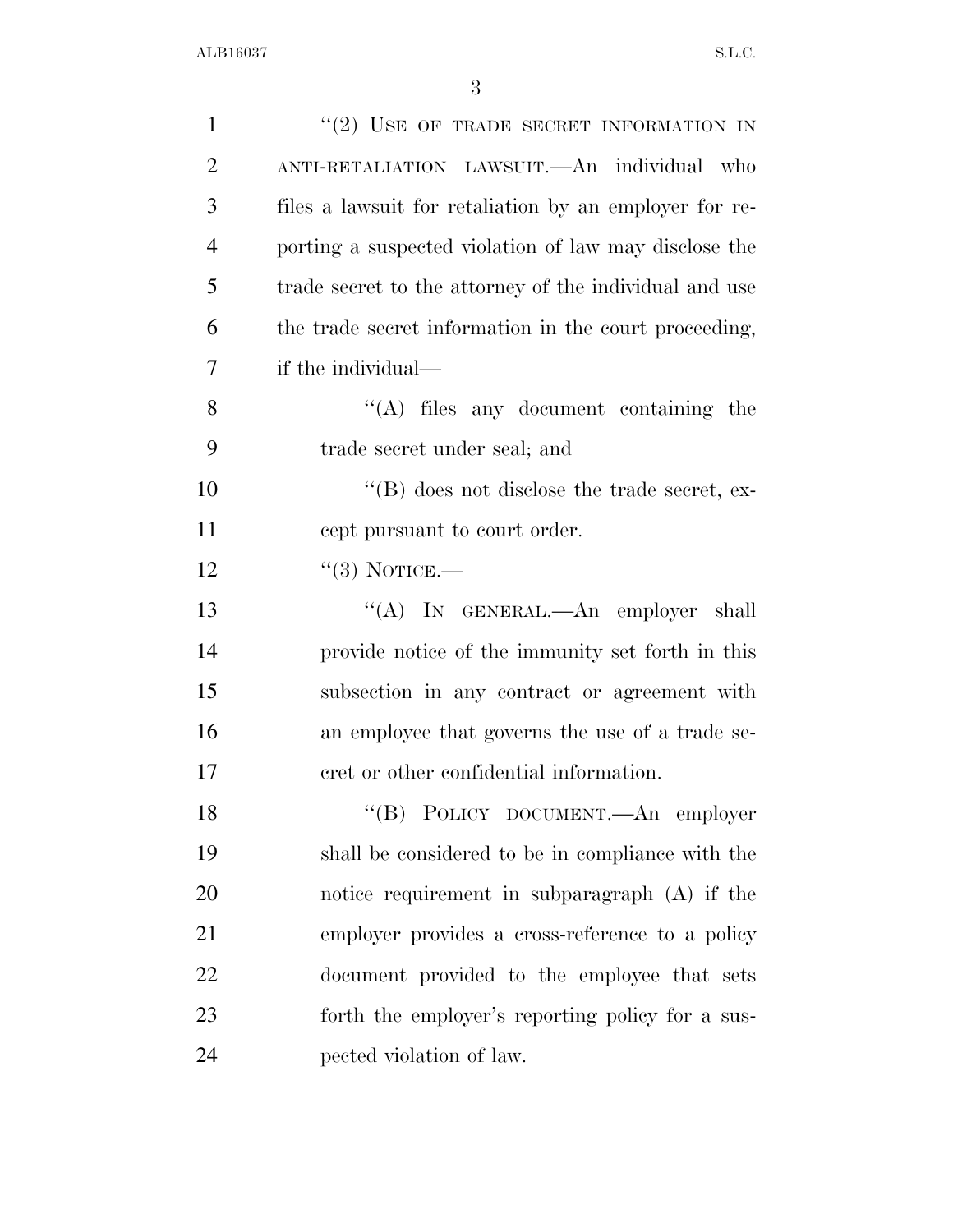"(2) USE OF TRADE SECRET INFORMATION IN ANTI-RETALIATION LAWSUIT.—An individual who files a lawsuit for retaliation by an employer for reporting a suspected violation of law may disclose the trade secret to the attorney of the individual and use the trade secret information in the court proceeding, if the individual—

"(A) files any document containing the trade secret under seal; and

"(B) does not disclose the trade secret, except pursuant to court order.

"(3) NOTICE.—

"(A) IN GENERAL.—An employer shall provide notice of the immunity set forth in this subsection in any contract or agreement with an employee that governs the use of a trade secret or other confidential information.

"(B) POLICY DOCUMENT.—An employer shall be considered to be in compliance with the notice requirement in subparagraph (A) if the employer provides a cross-reference to a policy document provided to the employee that sets forth the employer's reporting policy for a suspected violation of law.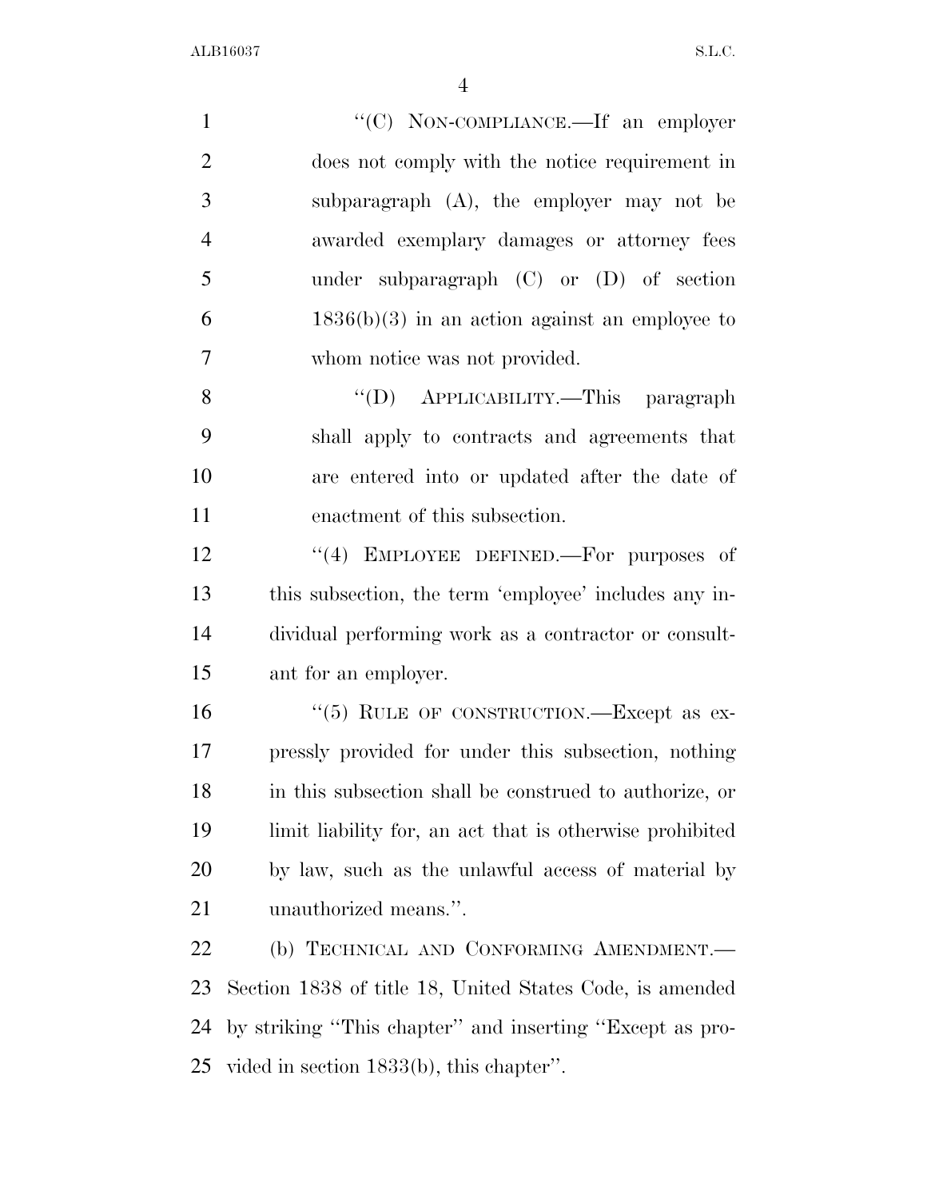"(C) NON-COMPLIANCE.—If an employer does not comply with the notice requirement in subparagraph (A), the employer may not be awarded exemplary damages or attorney fees under subparagraph (C) or (D) of section 1836(b)(3) in an action against an employee to whom notice was not provided.

"(D) APPLICABILITY.—This paragraph shall apply to contracts and agreements that are entered into or updated after the date of enactment of this subsection.

"(4) EMPLOYEE DEFINED.—For purposes of this subsection, the term 'employee' includes any individual performing work as a contractor or consultant for an employer.

"(5) RULE OF CONSTRUCTION.—Except as expressly provided for under this subsection, nothing in this subsection shall be construed to authorize, or limit liability for, an act that is otherwise prohibited by law, such as the unlawful access of material by unauthorized means.".

(b) TECHNICAL AND CONFORMING AMENDMENT.—Section 1838 of title 18, United States Code, is amended by striking "This chapter" and inserting "Except as provided in section 1833(b), this chapter".